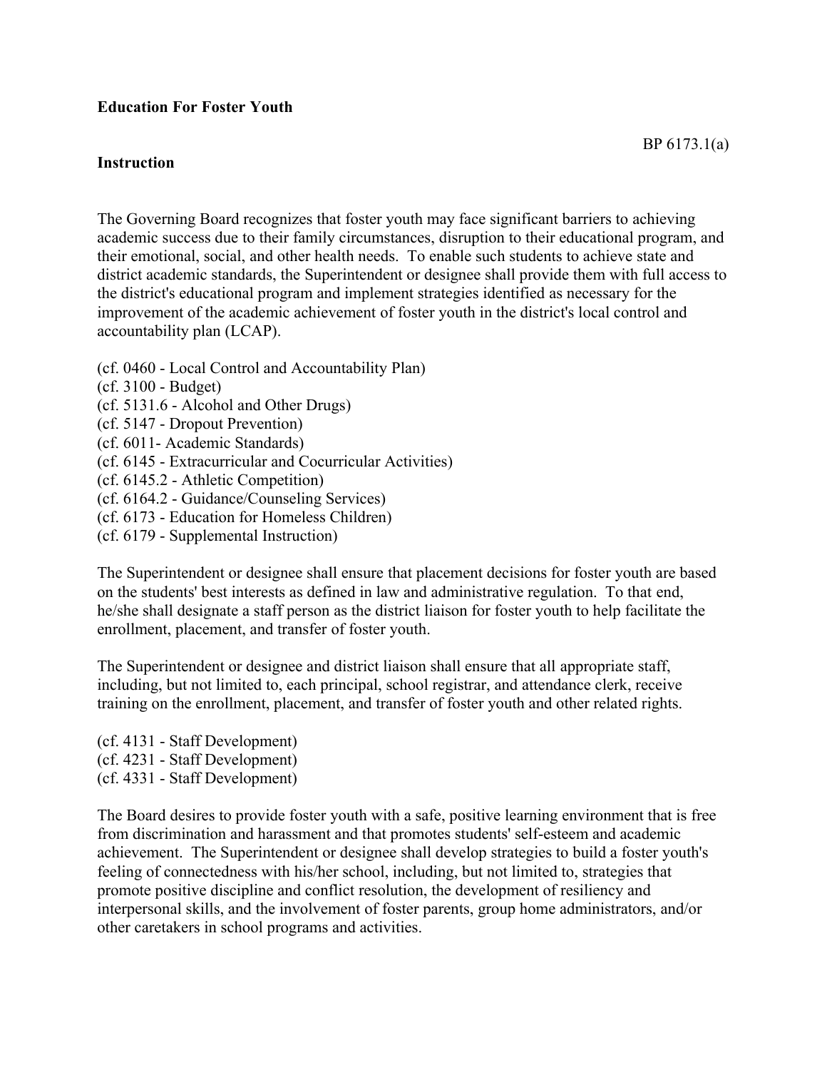**Education For Foster Youth**

BP 6173.1(a)

**Instruction**

The Governing Board recognizes that foster youth may face significant barriers to achieving academic success due to their family circumstances, disruption to their educational program, and their emotional, social, and other health needs. To enable such students to achieve state and district academic standards, the Superintendent or designee shall provide them with full access to the district's educational program and implement strategies identified as necessary for the improvement of the academic achievement of foster youth in the district's local control and accountability plan (LCAP).

(cf. 0460 - Local Control and Accountability Plan)
(cf. 3100 - Budget)
(cf. 5131.6 - Alcohol and Other Drugs)
(cf. 5147 - Dropout Prevention)
(cf. 6011- Academic Standards)
(cf. 6145 - Extracurricular and Cocurricular Activities)
(cf. 6145.2 - Athletic Competition)
(cf. 6164.2 - Guidance/Counseling Services)
(cf. 6173 - Education for Homeless Children)
(cf. 6179 - Supplemental Instruction)

The Superintendent or designee shall ensure that placement decisions for foster youth are based on the students' best interests as defined in law and administrative regulation. To that end, he/she shall designate a staff person as the district liaison for foster youth to help facilitate the enrollment, placement, and transfer of foster youth.

The Superintendent or designee and district liaison shall ensure that all appropriate staff, including, but not limited to, each principal, school registrar, and attendance clerk, receive training on the enrollment, placement, and transfer of foster youth and other related rights.

(cf. 4131 - Staff Development)
(cf. 4231 - Staff Development)
(cf. 4331 - Staff Development)

The Board desires to provide foster youth with a safe, positive learning environment that is free from discrimination and harassment and that promotes students' self-esteem and academic achievement. The Superintendent or designee shall develop strategies to build a foster youth's feeling of connectedness with his/her school, including, but not limited to, strategies that promote positive discipline and conflict resolution, the development of resiliency and interpersonal skills, and the involvement of foster parents, group home administrators, and/or other caretakers in school programs and activities.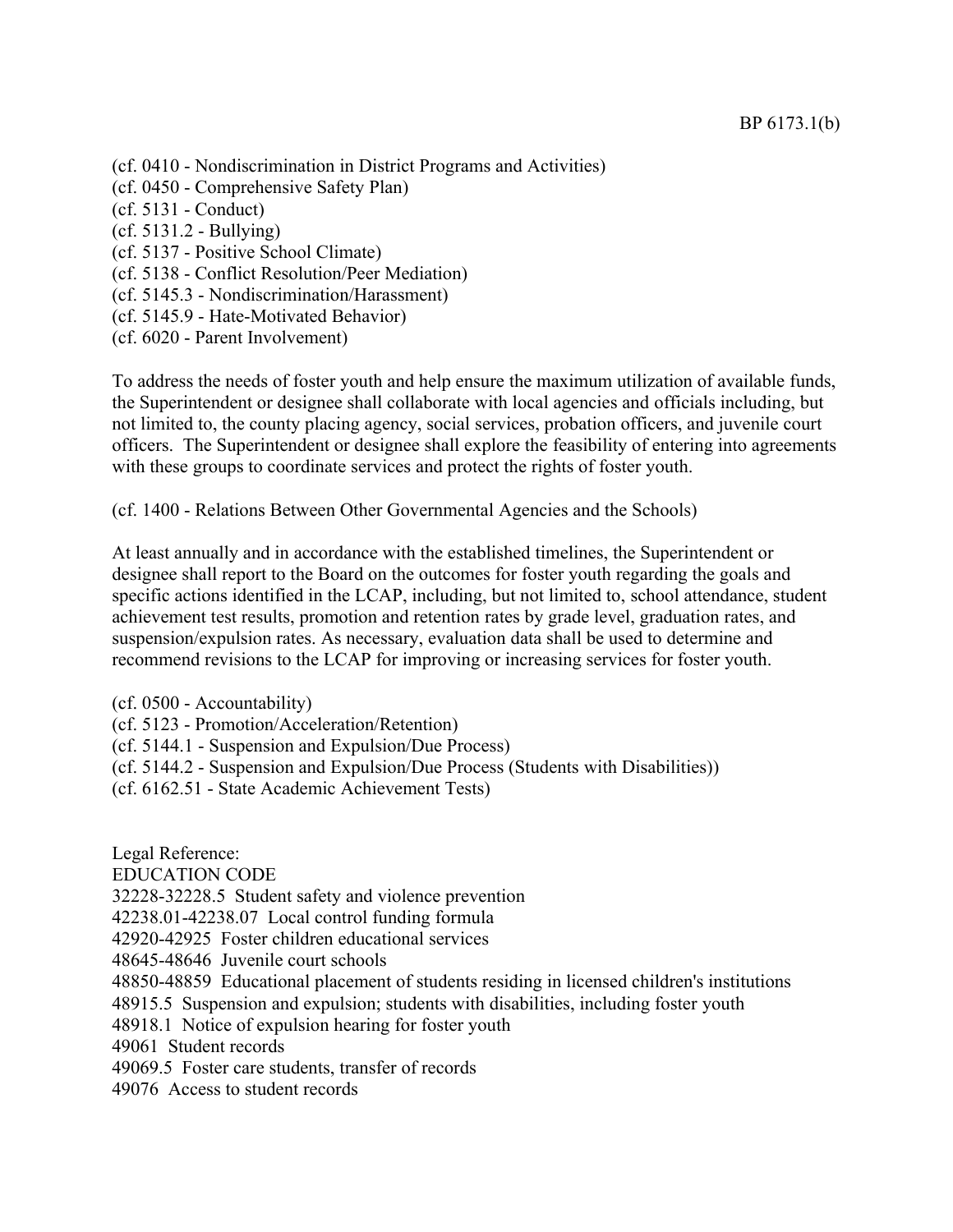(cf. 0410 - Nondiscrimination in District Programs and Activities)
(cf. 0450 - Comprehensive Safety Plan)
(cf. 5131 - Conduct)
(cf. 5131.2 - Bullying)
(cf. 5137 - Positive School Climate)
(cf. 5138 - Conflict Resolution/Peer Mediation)
(cf. 5145.3 - Nondiscrimination/Harassment)
(cf. 5145.9 - Hate-Motivated Behavior)
(cf. 6020 - Parent Involvement)

To address the needs of foster youth and help ensure the maximum utilization of available funds, the Superintendent or designee shall collaborate with local agencies and officials including, but not limited to, the county placing agency, social services, probation officers, and juvenile court officers. The Superintendent or designee shall explore the feasibility of entering into agreements with these groups to coordinate services and protect the rights of foster youth.

(cf. 1400 - Relations Between Other Governmental Agencies and the Schools)

At least annually and in accordance with the established timelines, the Superintendent or designee shall report to the Board on the outcomes for foster youth regarding the goals and specific actions identified in the LCAP, including, but not limited to, school attendance, student achievement test results, promotion and retention rates by grade level, graduation rates, and suspension/expulsion rates. As necessary, evaluation data shall be used to determine and recommend revisions to the LCAP for improving or increasing services for foster youth.

(cf. 0500 - Accountability)
(cf. 5123 - Promotion/Acceleration/Retention)
(cf. 5144.1 - Suspension and Expulsion/Due Process)
(cf. 5144.2 - Suspension and Expulsion/Due Process (Students with Disabilities))
(cf. 6162.51 - State Academic Achievement Tests)

Legal Reference:
EDUCATION CODE
32228-32228.5 Student safety and violence prevention
42238.01-42238.07 Local control funding formula
42920-42925 Foster children educational services
48645-48646 Juvenile court schools
48850-48859 Educational placement of students residing in licensed children's institutions
48915.5 Suspension and expulsion; students with disabilities, including foster youth
48918.1 Notice of expulsion hearing for foster youth
49061 Student records
49069.5 Foster care students, transfer of records
49076 Access to student records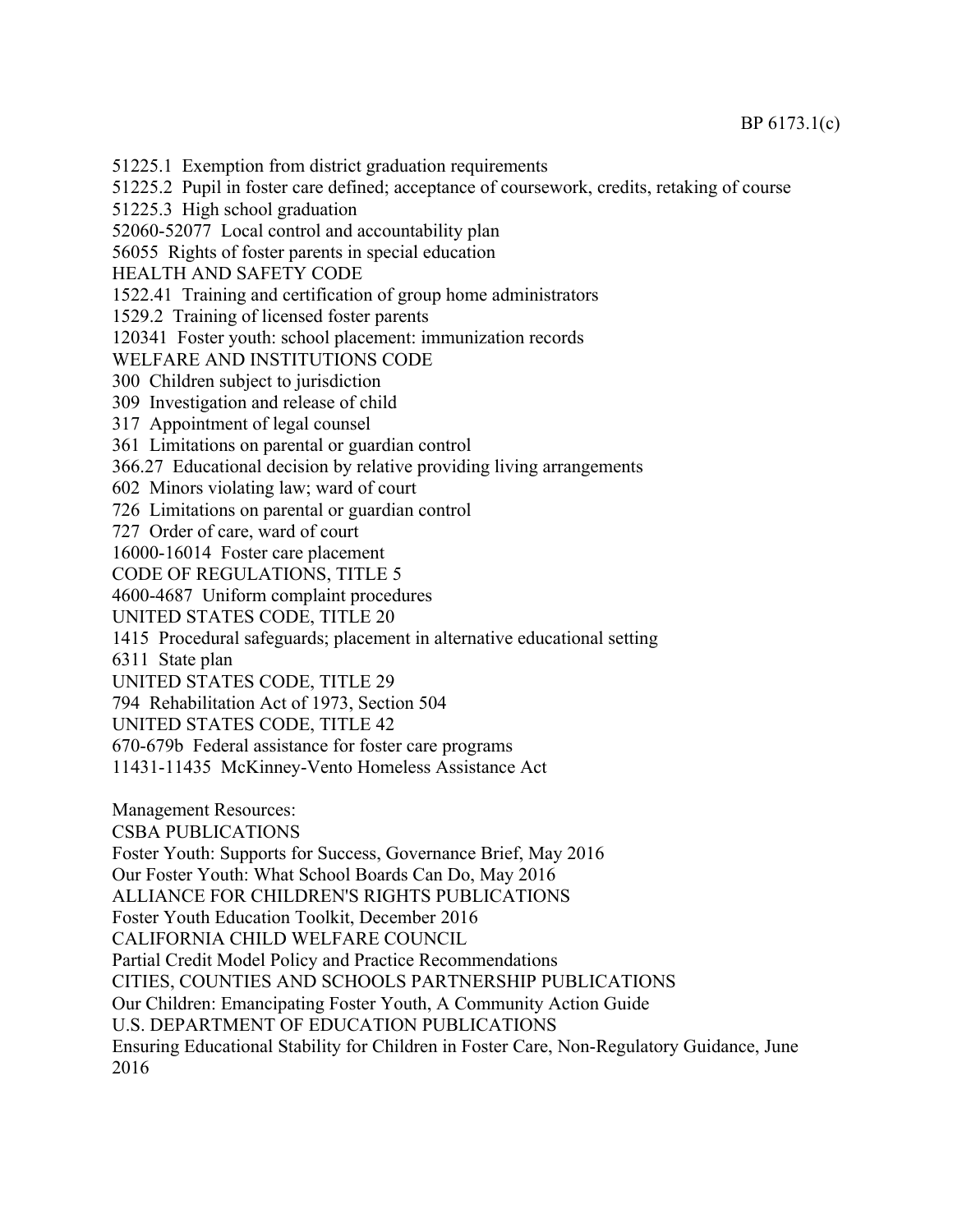51225.1 Exemption from district graduation requirements
51225.2 Pupil in foster care defined; acceptance of coursework, credits, retaking of course
51225.3 High school graduation
52060-52077 Local control and accountability plan
56055 Rights of foster parents in special education
HEALTH AND SAFETY CODE
1522.41 Training and certification of group home administrators
1529.2 Training of licensed foster parents
120341 Foster youth: school placement: immunization records
WELFARE AND INSTITUTIONS CODE
300 Children subject to jurisdiction
309 Investigation and release of child
317 Appointment of legal counsel
361 Limitations on parental or guardian control
366.27 Educational decision by relative providing living arrangements
602 Minors violating law; ward of court
726 Limitations on parental or guardian control
727 Order of care, ward of court
16000-16014 Foster care placement
CODE OF REGULATIONS, TITLE 5
4600-4687 Uniform complaint procedures
UNITED STATES CODE, TITLE 20
1415 Procedural safeguards; placement in alternative educational setting
6311 State plan
UNITED STATES CODE, TITLE 29
794 Rehabilitation Act of 1973, Section 504
UNITED STATES CODE, TITLE 42
670-679b Federal assistance for foster care programs
11431-11435 McKinney-Vento Homeless Assistance Act

Management Resources:
CSBA PUBLICATIONS
Foster Youth: Supports for Success, Governance Brief, May 2016
Our Foster Youth: What School Boards Can Do, May 2016
ALLIANCE FOR CHILDREN'S RIGHTS PUBLICATIONS
Foster Youth Education Toolkit, December 2016
CALIFORNIA CHILD WELFARE COUNCIL
Partial Credit Model Policy and Practice Recommendations
CITIES, COUNTIES AND SCHOOLS PARTNERSHIP PUBLICATIONS
Our Children: Emancipating Foster Youth, A Community Action Guide
U.S. DEPARTMENT OF EDUCATION PUBLICATIONS
Ensuring Educational Stability for Children in Foster Care, Non-Regulatory Guidance, June 2016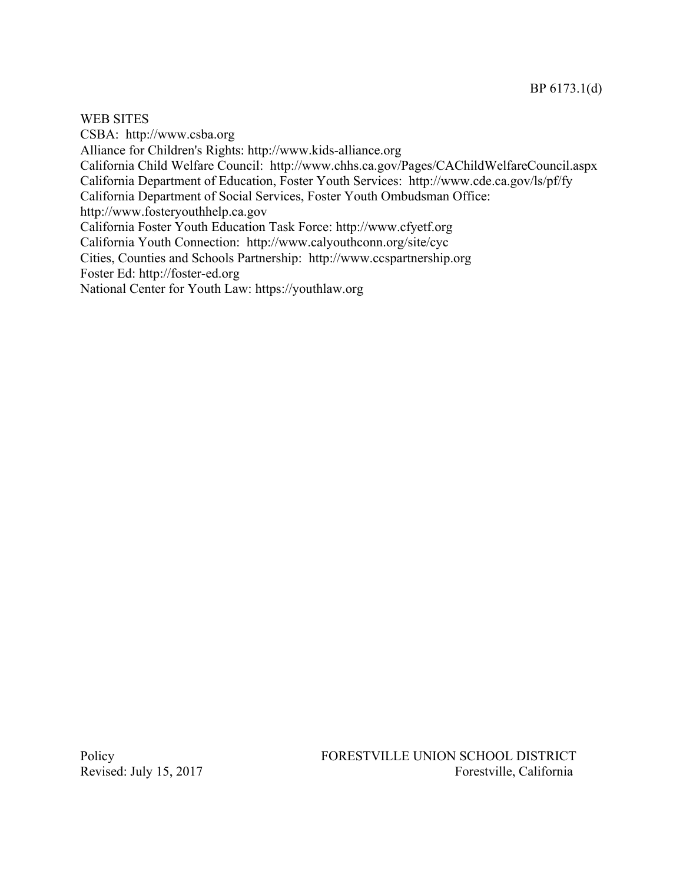WEB SITES

CSBA: http://www.csba.org
Alliance for Children's Rights: http://www.kids-alliance.org
California Child Welfare Council: http://www.chhs.ca.gov/Pages/CAChildWelfareCouncil.aspx
California Department of Education, Foster Youth Services: http://www.cde.ca.gov/ls/pf/fy
California Department of Social Services, Foster Youth Ombudsman Office: http://www.fosteryouthhelp.ca.gov
California Foster Youth Education Task Force: http://www.cfyetf.org
California Youth Connection: http://www.calyouthconn.org/site/cyc
Cities, Counties and Schools Partnership: http://www.ccspartnership.org
Foster Ed: http://foster-ed.org
National Center for Youth Law: https://youthlaw.org

Policy
Revised: July 15, 2017

FORESTVILLE UNION SCHOOL DISTRICT
Forestville, California